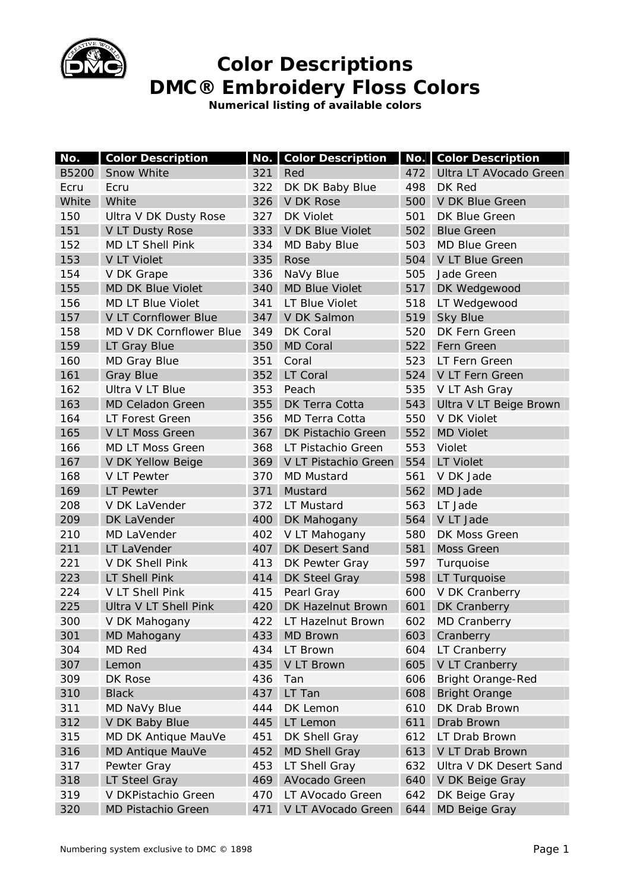# Color Descriptions
# DMC® Embroidery Floss Colors

**Numerical listing of available colors**

| No. | Color Description | No. | Color Description | No. | Color Description |
|---|---|---|---|---|---|
| B5200 | Snow White | 321 | Red | 472 | Ultra LT AVocado Green |
| Ecru | Ecru | 322 | DK DK Baby Blue | 498 | DK Red |
| White | White | 326 | V DK Rose | 500 | V DK Blue Green |
| 150 | Ultra V DK Dusty Rose | 327 | DK Violet | 501 | DK Blue Green |
| 151 | V LT Dusty Rose | 333 | V DK Blue Violet | 502 | Blue Green |
| 152 | MD LT Shell Pink | 334 | MD Baby Blue | 503 | MD Blue Green |
| 153 | V LT Violet | 335 | Rose | 504 | V LT Blue Green |
| 154 | V DK Grape | 336 | NaVy Blue | 505 | Jade Green |
| 155 | MD DK Blue Violet | 340 | MD Blue Violet | 517 | DK Wedgewood |
| 156 | MD LT Blue Violet | 341 | LT Blue Violet | 518 | LT Wedgewood |
| 157 | V LT Cornflower Blue | 347 | V DK Salmon | 519 | Sky Blue |
| 158 | MD V DK Cornflower Blue | 349 | DK Coral | 520 | DK Fern Green |
| 159 | LT Gray Blue | 350 | MD Coral | 522 | Fern Green |
| 160 | MD Gray Blue | 351 | Coral | 523 | LT Fern Green |
| 161 | Gray Blue | 352 | LT Coral | 524 | V LT Fern Green |
| 162 | Ultra V LT Blue | 353 | Peach | 535 | V LT Ash Gray |
| 163 | MD Celadon Green | 355 | DK Terra Cotta | 543 | Ultra V LT Beige Brown |
| 164 | LT Forest Green | 356 | MD Terra Cotta | 550 | V DK Violet |
| 165 | V LT Moss Green | 367 | DK Pistachio Green | 552 | MD Violet |
| 166 | MD LT Moss Green | 368 | LT Pistachio Green | 553 | Violet |
| 167 | V DK Yellow Beige | 369 | V LT Pistachio Green | 554 | LT Violet |
| 168 | V LT Pewter | 370 | MD Mustard | 561 | V DK Jade |
| 169 | LT Pewter | 371 | Mustard | 562 | MD Jade |
| 208 | V DK LaVender | 372 | LT Mustard | 563 | LT Jade |
| 209 | DK LaVender | 400 | DK Mahogany | 564 | V LT Jade |
| 210 | MD LaVender | 402 | V LT Mahogany | 580 | DK Moss Green |
| 211 | LT LaVender | 407 | DK Desert Sand | 581 | Moss Green |
| 221 | V DK Shell Pink | 413 | DK Pewter Gray | 597 | Turquoise |
| 223 | LT Shell Pink | 414 | DK Steel Gray | 598 | LT Turquoise |
| 224 | V LT Shell Pink | 415 | Pearl Gray | 600 | V DK Cranberry |
| 225 | Ultra V LT Shell Pink | 420 | DK Hazelnut Brown | 601 | DK Cranberry |
| 300 | V DK Mahogany | 422 | LT Hazelnut Brown | 602 | MD Cranberry |
| 301 | MD Mahogany | 433 | MD Brown | 603 | Cranberry |
| 304 | MD Red | 434 | LT Brown | 604 | LT Cranberry |
| 307 | Lemon | 435 | V LT Brown | 605 | V LT Cranberry |
| 309 | DK Rose | 436 | Tan | 606 | Bright Orange-Red |
| 310 | Black | 437 | LT Tan | 608 | Bright Orange |
| 311 | MD NaVy Blue | 444 | DK Lemon | 610 | DK Drab Brown |
| 312 | V DK Baby Blue | 445 | LT Lemon | 611 | Drab Brown |
| 315 | MD DK Antique MauVe | 451 | DK Shell Gray | 612 | LT Drab Brown |
| 316 | MD Antique MauVe | 452 | MD Shell Gray | 613 | V LT Drab Brown |
| 317 | Pewter Gray | 453 | LT Shell Gray | 632 | Ultra V DK Desert Sand |
| 318 | LT Steel Gray | 469 | AVocado Green | 640 | V DK Beige Gray |
| 319 | V DKPistachio Green | 470 | LT AVocado Green | 642 | DK Beige Gray |
| 320 | MD Pistachio Green | 471 | V LT AVocado Green | 644 | MD Beige Gray |

Numbering system exclusive to DMC © 1898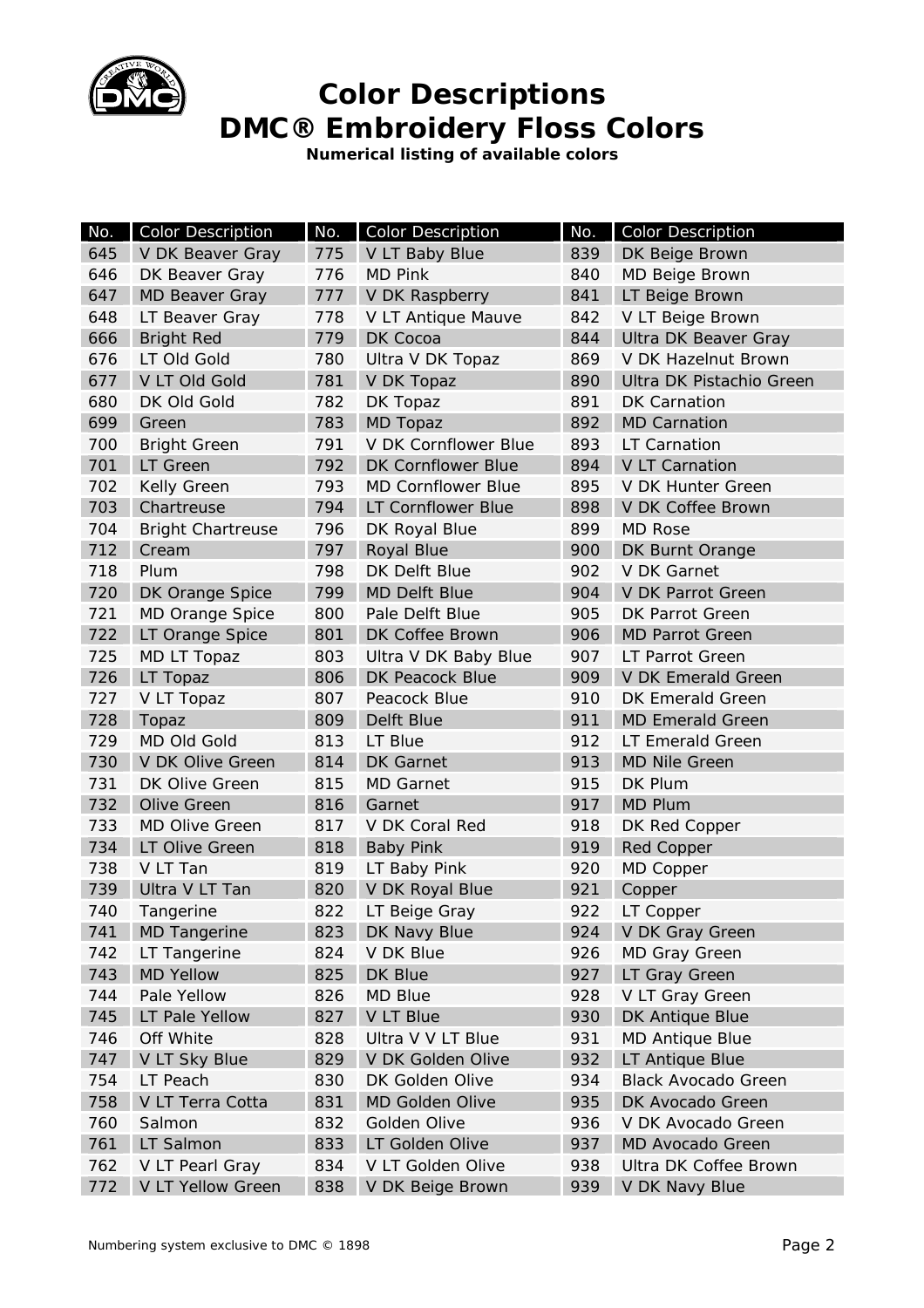# Color Descriptions
# DMC® Embroidery Floss Colors

**Numerical listing of available colors**

| No. | Color Description | No. | Color Description | No. | Color Description |
|---|---|---|---|---|---|
| 645 | V DK Beaver Gray | 775 | V LT Baby Blue | 839 | DK Beige Brown |
| 646 | DK Beaver Gray | 776 | MD Pink | 840 | MD Beige Brown |
| 647 | MD Beaver Gray | 777 | V DK Raspberry | 841 | LT Beige Brown |
| 648 | LT Beaver Gray | 778 | V LT Antique Mauve | 842 | V LT Beige Brown |
| 666 | Bright Red | 779 | DK Cocoa | 844 | Ultra DK Beaver Gray |
| 676 | LT Old Gold | 780 | Ultra V DK Topaz | 869 | V DK Hazelnut Brown |
| 677 | V LT Old Gold | 781 | V DK Topaz | 890 | Ultra DK Pistachio Green |
| 680 | DK Old Gold | 782 | DK Topaz | 891 | DK Carnation |
| 699 | Green | 783 | MD Topaz | 892 | MD Carnation |
| 700 | Bright Green | 791 | V DK Cornflower Blue | 893 | LT Carnation |
| 701 | LT Green | 792 | DK Cornflower Blue | 894 | V LT Carnation |
| 702 | Kelly Green | 793 | MD Cornflower Blue | 895 | V DK Hunter Green |
| 703 | Chartreuse | 794 | LT Cornflower Blue | 898 | V DK Coffee Brown |
| 704 | Bright Chartreuse | 796 | DK Royal Blue | 899 | MD Rose |
| 712 | Cream | 797 | Royal Blue | 900 | DK Burnt Orange |
| 718 | Plum | 798 | DK Delft Blue | 902 | V DK Garnet |
| 720 | DK Orange Spice | 799 | MD Delft Blue | 904 | V DK Parrot Green |
| 721 | MD Orange Spice | 800 | Pale Delft Blue | 905 | DK Parrot Green |
| 722 | LT Orange Spice | 801 | DK Coffee Brown | 906 | MD Parrot Green |
| 725 | MD LT Topaz | 803 | Ultra V DK Baby Blue | 907 | LT Parrot Green |
| 726 | LT Topaz | 806 | DK Peacock Blue | 909 | V DK Emerald Green |
| 727 | V LT Topaz | 807 | Peacock Blue | 910 | DK Emerald Green |
| 728 | Topaz | 809 | Delft Blue | 911 | MD Emerald Green |
| 729 | MD Old Gold | 813 | LT Blue | 912 | LT Emerald Green |
| 730 | V DK Olive Green | 814 | DK Garnet | 913 | MD Nile Green |
| 731 | DK Olive Green | 815 | MD Garnet | 915 | DK Plum |
| 732 | Olive Green | 816 | Garnet | 917 | MD Plum |
| 733 | MD Olive Green | 817 | V DK Coral Red | 918 | DK Red Copper |
| 734 | LT Olive Green | 818 | Baby Pink | 919 | Red Copper |
| 738 | V LT Tan | 819 | LT Baby Pink | 920 | MD Copper |
| 739 | Ultra V LT Tan | 820 | V DK Royal Blue | 921 | Copper |
| 740 | Tangerine | 822 | LT Beige Gray | 922 | LT Copper |
| 741 | MD Tangerine | 823 | DK Navy Blue | 924 | V DK Gray Green |
| 742 | LT Tangerine | 824 | V DK Blue | 926 | MD Gray Green |
| 743 | MD Yellow | 825 | DK Blue | 927 | LT Gray Green |
| 744 | Pale Yellow | 826 | MD Blue | 928 | V LT Gray Green |
| 745 | LT Pale Yellow | 827 | V LT Blue | 930 | DK Antique Blue |
| 746 | Off White | 828 | Ultra V V LT Blue | 931 | MD Antique Blue |
| 747 | V LT Sky Blue | 829 | V DK Golden Olive | 932 | LT Antique Blue |
| 754 | LT Peach | 830 | DK Golden Olive | 934 | Black Avocado Green |
| 758 | V LT Terra Cotta | 831 | MD Golden Olive | 935 | DK Avocado Green |
| 760 | Salmon | 832 | Golden Olive | 936 | V DK Avocado Green |
| 761 | LT Salmon | 833 | LT Golden Olive | 937 | MD Avocado Green |
| 762 | V LT Pearl Gray | 834 | V LT Golden Olive | 938 | Ultra DK Coffee Brown |
| 772 | V LT Yellow Green | 838 | V DK Beige Brown | 939 | V DK Navy Blue |

Numbering system exclusive to DMC © 1898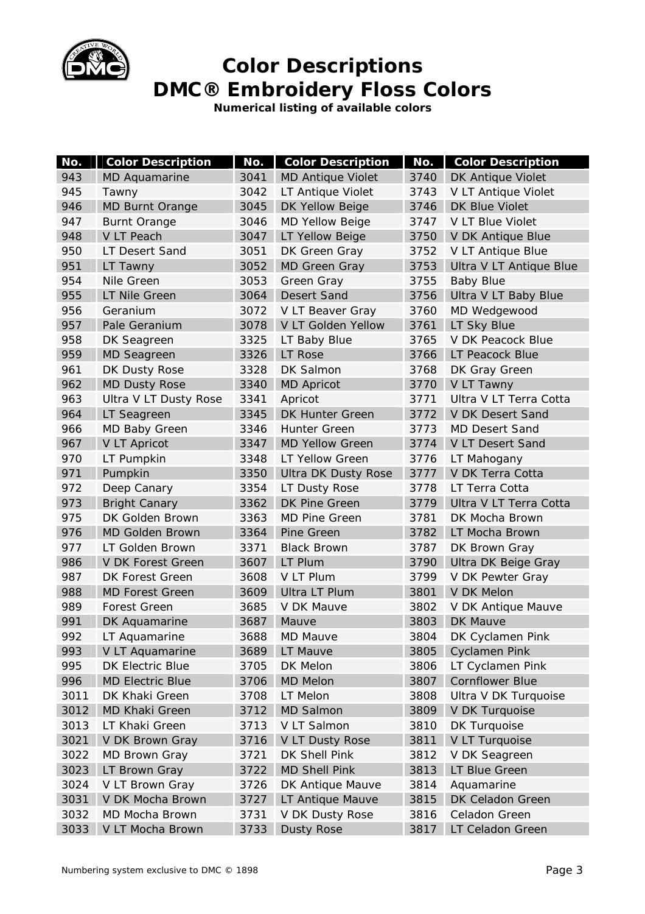# Color Descriptions
# DMC® Embroidery Floss Colors

**Numerical listing of available colors**

| No. | Color Description | No. | Color Description | No. | Color Description |
|---|---|---|---|---|---|
| 943 | MD Aquamarine | 3041 | MD Antique Violet | 3740 | DK Antique Violet |
| 945 | Tawny | 3042 | LT Antique Violet | 3743 | V LT Antique Violet |
| 946 | MD Burnt Orange | 3045 | DK Yellow Beige | 3746 | DK Blue Violet |
| 947 | Burnt Orange | 3046 | MD Yellow Beige | 3747 | V LT Blue Violet |
| 948 | V LT Peach | 3047 | LT Yellow Beige | 3750 | V DK Antique Blue |
| 950 | LT Desert Sand | 3051 | DK Green Gray | 3752 | V LT Antique Blue |
| 951 | LT Tawny | 3052 | MD Green Gray | 3753 | Ultra V LT Antique Blue |
| 954 | Nile Green | 3053 | Green Gray | 3755 | Baby Blue |
| 955 | LT Nile Green | 3064 | Desert Sand | 3756 | Ultra V LT Baby Blue |
| 956 | Geranium | 3072 | V LT Beaver Gray | 3760 | MD Wedgewood |
| 957 | Pale Geranium | 3078 | V LT Golden Yellow | 3761 | LT Sky Blue |
| 958 | DK Seagreen | 3325 | LT Baby Blue | 3765 | V DK Peacock Blue |
| 959 | MD Seagreen | 3326 | LT Rose | 3766 | LT Peacock Blue |
| 961 | DK Dusty Rose | 3328 | DK Salmon | 3768 | DK Gray Green |
| 962 | MD Dusty Rose | 3340 | MD Apricot | 3770 | V LT Tawny |
| 963 | Ultra V LT Dusty Rose | 3341 | Apricot | 3771 | Ultra V LT Terra Cotta |
| 964 | LT Seagreen | 3345 | DK Hunter Green | 3772 | V DK Desert Sand |
| 966 | MD Baby Green | 3346 | Hunter Green | 3773 | MD Desert Sand |
| 967 | V LT Apricot | 3347 | MD Yellow Green | 3774 | V LT Desert Sand |
| 970 | LT Pumpkin | 3348 | LT Yellow Green | 3776 | LT Mahogany |
| 971 | Pumpkin | 3350 | Ultra DK Dusty Rose | 3777 | V DK Terra Cotta |
| 972 | Deep Canary | 3354 | LT Dusty Rose | 3778 | LT Terra Cotta |
| 973 | Bright Canary | 3362 | DK Pine Green | 3779 | Ultra V LT Terra Cotta |
| 975 | DK Golden Brown | 3363 | MD Pine Green | 3781 | DK Mocha Brown |
| 976 | MD Golden Brown | 3364 | Pine Green | 3782 | LT Mocha Brown |
| 977 | LT Golden Brown | 3371 | Black Brown | 3787 | DK Brown Gray |
| 986 | V DK Forest Green | 3607 | LT Plum | 3790 | Ultra DK Beige Gray |
| 987 | DK Forest Green | 3608 | V LT Plum | 3799 | V DK Pewter Gray |
| 988 | MD Forest Green | 3609 | Ultra LT Plum | 3801 | V DK Melon |
| 989 | Forest Green | 3685 | V DK Mauve | 3802 | V DK Antique Mauve |
| 991 | DK Aquamarine | 3687 | Mauve | 3803 | DK Mauve |
| 992 | LT Aquamarine | 3688 | MD Mauve | 3804 | DK Cyclamen Pink |
| 993 | V LT Aquamarine | 3689 | LT Mauve | 3805 | Cyclamen Pink |
| 995 | DK Electric Blue | 3705 | DK Melon | 3806 | LT Cyclamen Pink |
| 996 | MD Electric Blue | 3706 | MD Melon | 3807 | Cornflower Blue |
| 3011 | DK Khaki Green | 3708 | LT Melon | 3808 | Ultra V DK Turquoise |
| 3012 | MD Khaki Green | 3712 | MD Salmon | 3809 | V DK Turquoise |
| 3013 | LT Khaki Green | 3713 | V LT Salmon | 3810 | DK Turquoise |
| 3021 | V DK Brown Gray | 3716 | V LT Dusty Rose | 3811 | V LT Turquoise |
| 3022 | MD Brown Gray | 3721 | DK Shell Pink | 3812 | V DK Seagreen |
| 3023 | LT Brown Gray | 3722 | MD Shell Pink | 3813 | LT Blue Green |
| 3024 | V LT Brown Gray | 3726 | DK Antique Mauve | 3814 | Aquamarine |
| 3031 | V DK Mocha Brown | 3727 | LT Antique Mauve | 3815 | DK Celadon Green |
| 3032 | MD Mocha Brown | 3731 | V DK Dusty Rose | 3816 | Celadon Green |
| 3033 | V LT Mocha Brown | 3733 | Dusty Rose | 3817 | LT Celadon Green |

Numbering system exclusive to DMC © 1898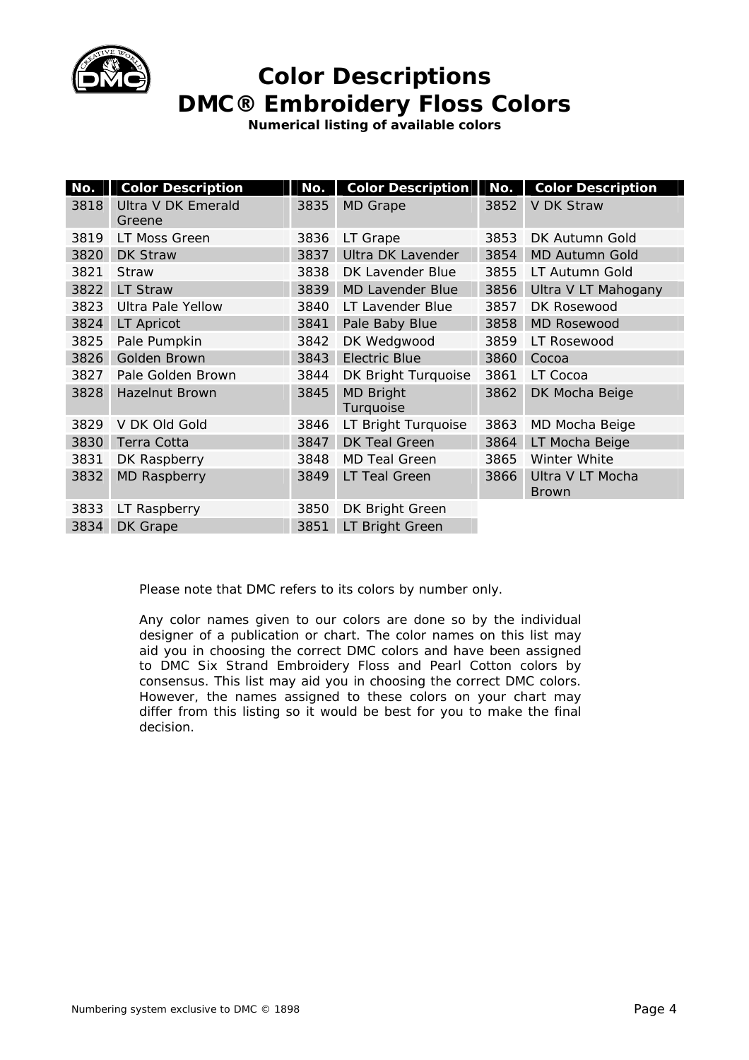# Color Descriptions
# DMC® Embroidery Floss Colors

**Numerical listing of available colors**

| No. | Color Description | No. | Color Description | No. | Color Description |
|---|---|---|---|---|---|
| 3818 | Ultra V DK Emerald Greene | 3835 | MD Grape | 3852 | V DK Straw |
| 3819 | LT Moss Green | 3836 | LT Grape | 3853 | DK Autumn Gold |
| 3820 | DK Straw | 3837 | Ultra DK Lavender | 3854 | MD Autumn Gold |
| 3821 | Straw | 3838 | DK Lavender Blue | 3855 | LT Autumn Gold |
| 3822 | LT Straw | 3839 | MD Lavender Blue | 3856 | Ultra V LT Mahogany |
| 3823 | Ultra Pale Yellow | 3840 | LT Lavender Blue | 3857 | DK Rosewood |
| 3824 | LT Apricot | 3841 | Pale Baby Blue | 3858 | MD Rosewood |
| 3825 | Pale Pumpkin | 3842 | DK Wedgwood | 3859 | LT Rosewood |
| 3826 | Golden Brown | 3843 | Electric Blue | 3860 | Cocoa |
| 3827 | Pale Golden Brown | 3844 | DK Bright Turquoise | 3861 | LT Cocoa |
| 3828 | Hazelnut Brown | 3845 | MD Bright Turquoise | 3862 | DK Mocha Beige |
| 3829 | V DK Old Gold | 3846 | LT Bright Turquoise | 3863 | MD Mocha Beige |
| 3830 | Terra Cotta | 3847 | DK Teal Green | 3864 | LT Mocha Beige |
| 3831 | DK Raspberry | 3848 | MD Teal Green | 3865 | Winter White |
| 3832 | MD Raspberry | 3849 | LT Teal Green | 3866 | Ultra V LT Mocha Brown |
| 3833 | LT Raspberry | 3850 | DK Bright Green | | |
| 3834 | DK Grape | 3851 | LT Bright Green | | |

Please note that DMC refers to its colors by number only.

Any color names given to our colors are done so by the individual designer of a publication or chart. The color names on this list may aid you in choosing the correct DMC colors and have been assigned to DMC Six Strand Embroidery Floss and Pearl Cotton colors by consensus. This list may aid you in choosing the correct DMC colors. However, the names assigned to these colors on your chart may differ from this listing so it would be best for you to make the final decision.

Numbering system exclusive to DMC © 1898